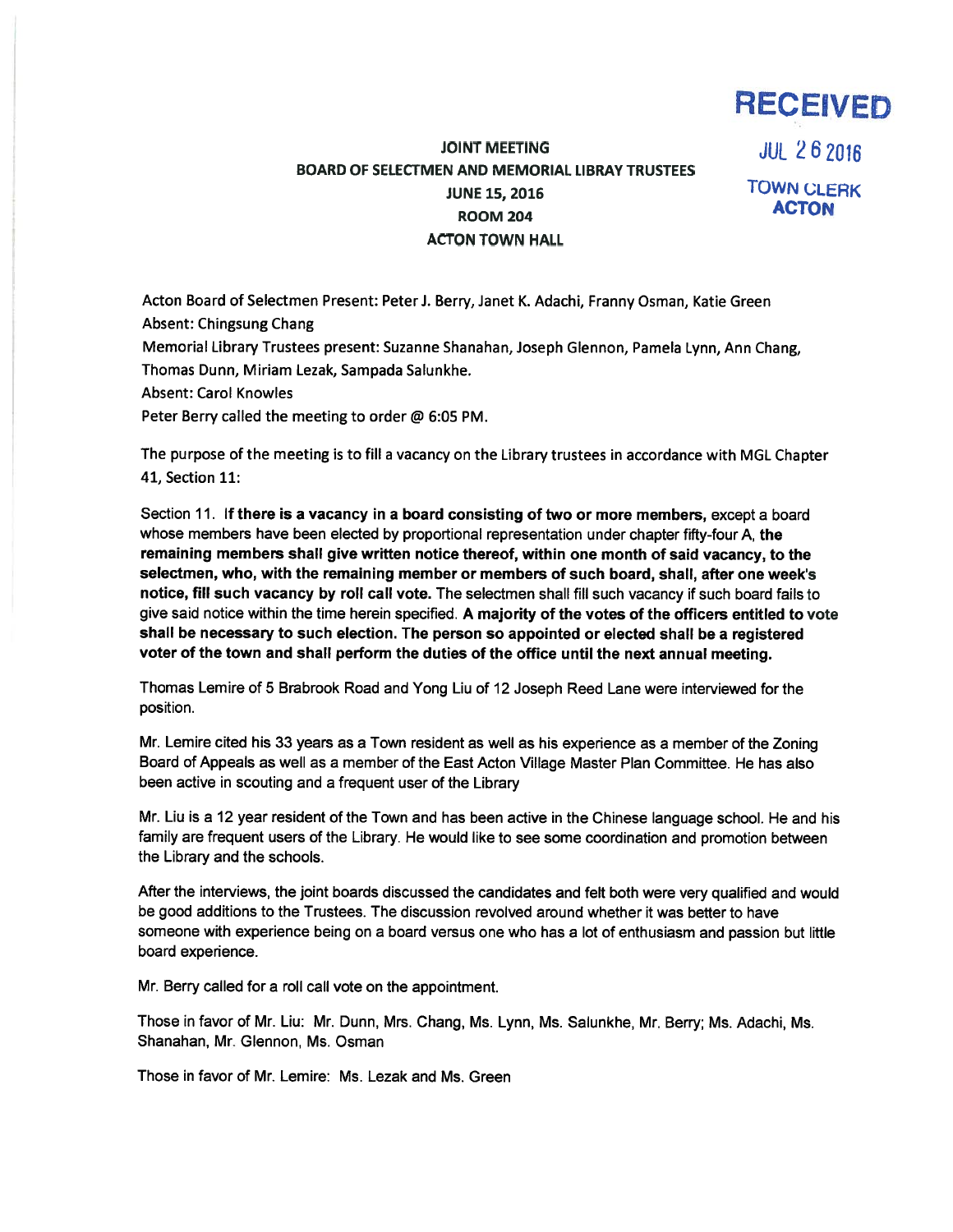RECEIVED

JUL 26 2016

TOWN CLERK
ACTON

**JOINT MEETING**
**BOARD OF SELECTMEN AND MEMORIAL LIBRAY TRUSTEES**
**JUNE 15, 2016**
**ROOM 204**
**ACTON TOWN HALL**

Acton Board of Selectmen Present: Peter J. Berry, Janet K. Adachi, Franny Osman, Katie Green
Absent: Chingsung Chang
Memorial Library Trustees present: Suzanne Shanahan, Joseph Glennon, Pamela Lynn, Ann Chang, Thomas Dunn, Miriam Lezak, Sampada Salunkhe.
Absent: Carol Knowles
Peter Berry called the meeting to order @ 6:05 PM.

The purpose of the meeting is to fill a vacancy on the Library trustees in accordance with MGL Chapter 41, Section 11:

Section 11. **If there is a vacancy in a board consisting of two or more members,** except a board whose members have been elected by proportional representation under chapter fifty-four A, **the remaining members shall give written notice thereof, within one month of said vacancy, to the selectmen, who, with the remaining member or members of such board, shall, after one week's notice, fill such vacancy by roll call vote.** The selectmen shall fill such vacancy if such board fails to give said notice within the time herein specified. **A majority of the votes of the officers entitled to vote shall be necessary to such election. The person so appointed or elected shall be a registered voter of the town and shall perform the duties of the office until the next annual meeting.**

Thomas Lemire of 5 Brabrook Road and Yong Liu of 12 Joseph Reed Lane were interviewed for the position.

Mr. Lemire cited his 33 years as a Town resident as well as his experience as a member of the Zoning Board of Appeals as well as a member of the East Acton Village Master Plan Committee. He has also been active in scouting and a frequent user of the Library

Mr. Liu is a 12 year resident of the Town and has been active in the Chinese language school. He and his family are frequent users of the Library. He would like to see some coordination and promotion between the Library and the schools.

After the interviews, the joint boards discussed the candidates and felt both were very qualified and would be good additions to the Trustees. The discussion revolved around whether it was better to have someone with experience being on a board versus one who has a lot of enthusiasm and passion but little board experience.

Mr. Berry called for a roll call vote on the appointment.

Those in favor of Mr. Liu: Mr. Dunn, Mrs. Chang, Ms. Lynn, Ms. Salunkhe, Mr. Berry; Ms. Adachi, Ms. Shanahan, Mr. Glennon, Ms. Osman

Those in favor of Mr. Lemire: Ms. Lezak and Ms. Green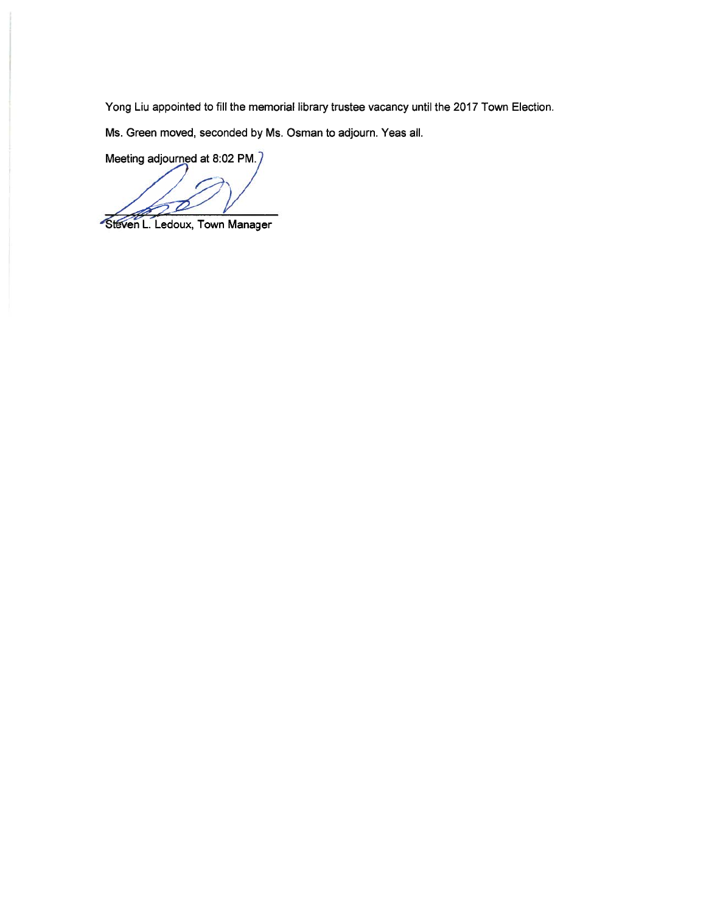Yong Liu appointed to fill the memorial library trustee vacancy until the 2017 Town Election.

Ms. Green moved, seconded by Ms. Osman to adjourn. Yeas all.

Meeting adjourned at 8:02 PM.

Steven L. Ledoux, Town Manager